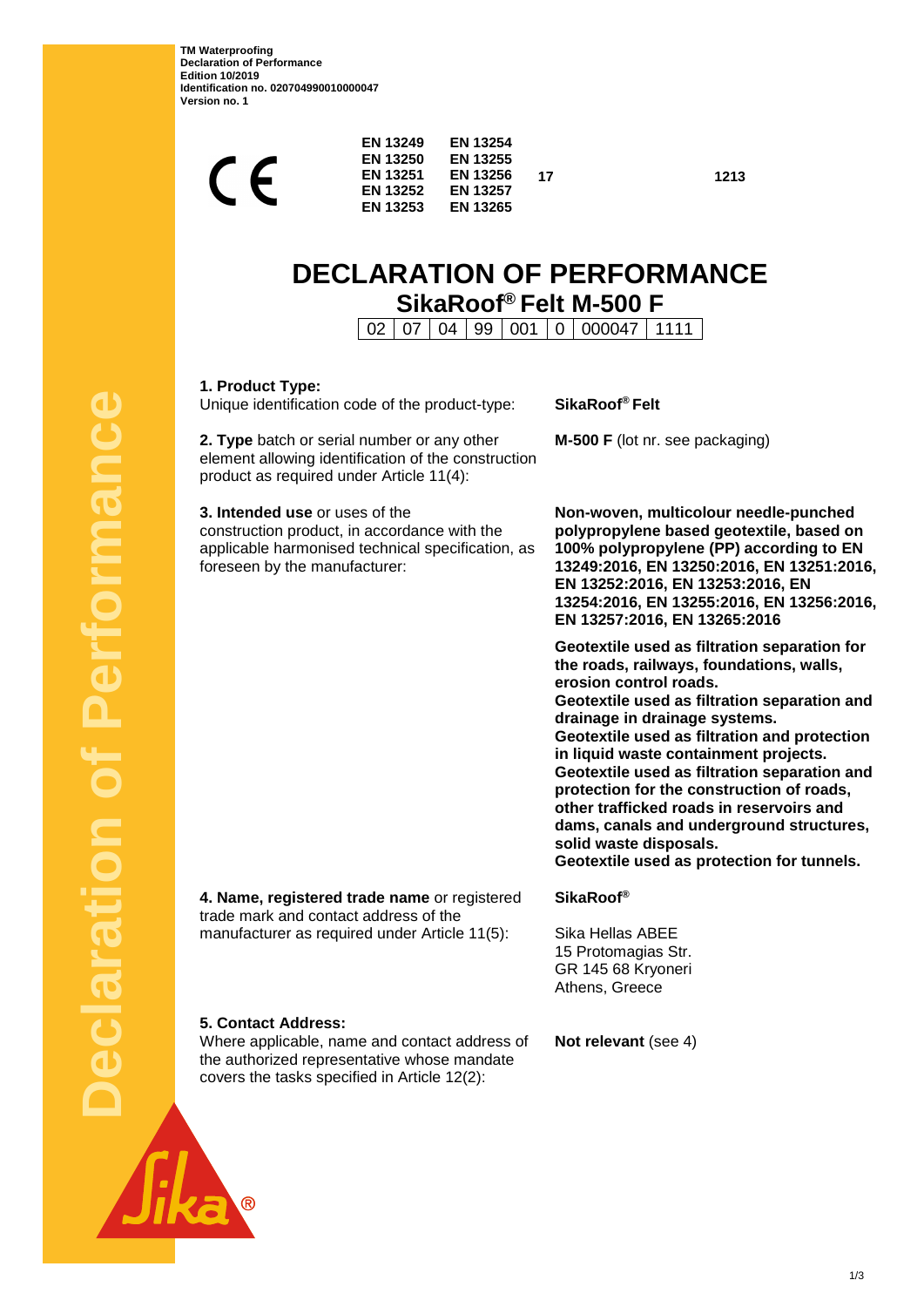**TM Waterproofing**
**Declaration of Performance**
**Edition 10/2019**
**Identification no. 020704990010000047**
**Version no. 1**

CE

| EN 13249 | EN 13254 | | |
|---|---|---|---|
| EN 13250 | EN 13255 | | |
| EN 13251 | EN 13256 | 17 | 1213 |
| EN 13252 | EN 13257 | | |
| EN 13253 | EN 13265 | | |

# DECLARATION OF PERFORMANCE

## SikaRoof® Felt M-500 F

| 02 | 07 | 04 | 99 | 001 | 0 | 000047 | 1111 |
|---|---|---|---|---|---|---|---|

**1. Product Type:**
Unique identification code of the product-type: **SikaRoof® Felt**

**2. Type** batch or serial number or any other element allowing identification of the construction product as required under Article 11(4): **M-500 F** (lot nr. see packaging)

**3. Intended use** or uses of the construction product, in accordance with the applicable harmonised technical specification, as foreseen by the manufacturer:

**Non-woven, multicolour needle-punched polypropylene based geotextile, based on 100% polypropylene (PP) according to EN 13249:2016, EN 13250:2016, EN 13251:2016, EN 13252:2016, EN 13253:2016, EN 13254:2016, EN 13255:2016, EN 13256:2016, EN 13257:2016, EN 13265:2016**

**Geotextile used as filtration separation for the roads, railways, foundations, walls, erosion control roads.**
**Geotextile used as filtration separation and drainage in drainage systems.**
**Geotextile used as filtration and protection in liquid waste containment projects.**
**Geotextile used as filtration separation and protection for the construction of roads, other trafficked roads in reservoirs and dams, canals and underground structures, solid waste disposals.**
**Geotextile used as protection for tunnels.**

**4. Name, registered trade name** or registered trade mark and contact address of the manufacturer as required under Article 11(5):

**SikaRoof®**

Sika Hellas ABEE
15 Protomagias Str.
GR 145 68 Kryoneri
Athens, Greece

**5. Contact Address:**
Where applicable, name and contact address of the authorized representative whose mandate covers the tasks specified in Article 12(2):

**Not relevant** (see 4)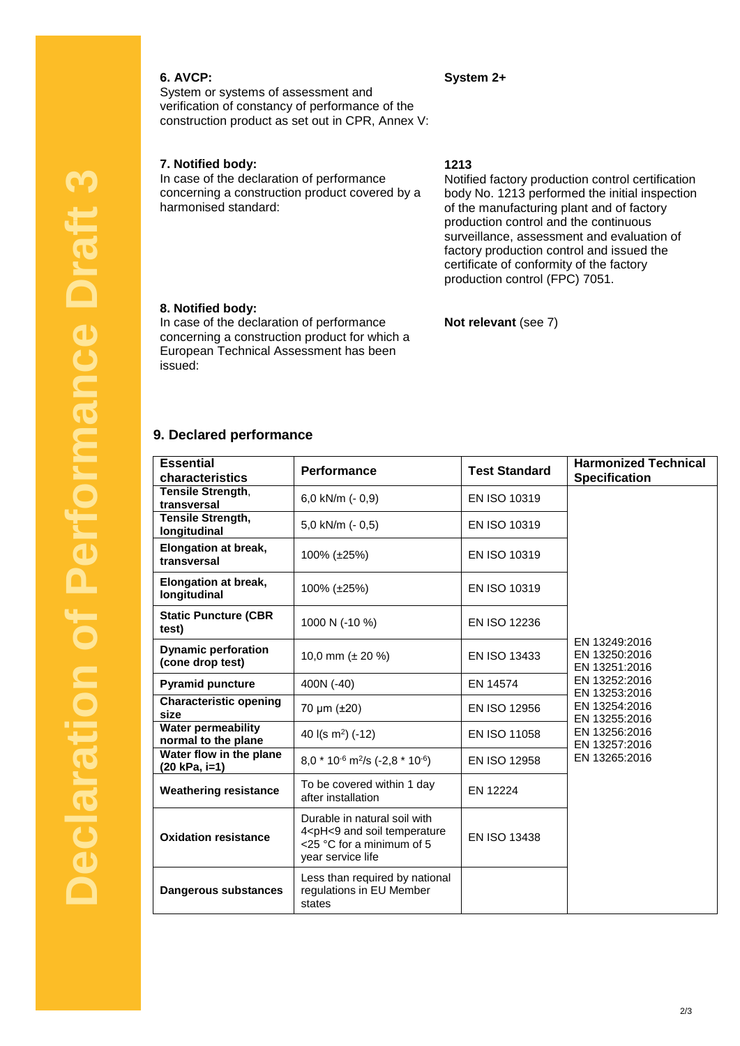**Declaration of Performance Draft 3**

**6. AVCP:**
System or systems of assessment and verification of constancy of performance of the construction product as set out in CPR, Annex V:

**System 2+**

**7. Notified body:**
In case of the declaration of performance concerning a construction product covered by a harmonised standard:

**1213**
Notified factory production control certification body No. 1213 performed the initial inspection of the manufacturing plant and of factory production control and the continuous surveillance, assessment and evaluation of factory production control and issued the certificate of conformity of the factory production control (FPC) 7051.

**8. Notified body:**
In case of the declaration of performance concerning a construction product for which a European Technical Assessment has been issued:

**Not relevant** (see 7)

## 9. Declared performance

| Essential characteristics | Performance | Test Standard | Harmonized Technical Specification |
|---|---|---|---|
| **Tensile Strength**, **transversal** | 6,0 kN/m (- 0,9) | EN ISO 10319 | EN 13249:2016<br>EN 13250:2016<br>EN 13251:2016<br>EN 13252:2016<br>EN 13253:2016<br>EN 13254:2016<br>EN 13255:2016<br>EN 13256:2016<br>EN 13257:2016<br>EN 13265:2016 |
| **Tensile Strength, longitudinal** | 5,0 kN/m (- 0,5) | EN ISO 10319 | |
| **Elongation at break, transversal** | 100% (±25%) | EN ISO 10319 | |
| **Elongation at break, longitudinal** | 100% (±25%) | EN ISO 10319 | |
| **Static Puncture (CBR test)** | 1000 N (-10 %) | EN ISO 12236 | |
| **Dynamic perforation (cone drop test)** | 10,0 mm (± 20 %) | EN ISO 13433 | |
| **Pyramid puncture** | 400N (-40) | EN 14574 | |
| **Characteristic opening size** | 70 µm (±20) | EN ISO 12956 | |
| **Water permeability normal to the plane** | 40 l(s $m^2$) (-12) | EN ISO 11058 | |
| **Water flow in the plane (20 kPa, i=1)** | $8{,}0 * 10^{-6}$ $m^2/s$ ($-2{,}8 * 10^{-6}$) | EN ISO 12958 | |
| **Weathering resistance** | To be covered within 1 day after installation | EN 12224 | |
| **Oxidation resistance** | Durable in natural soil with 4<pH<9 and soil temperature <25 °C for a minimum of 5 year service life | EN ISO 13438 | |
| **Dangerous substances** | Less than required by national regulations in EU Member states | | |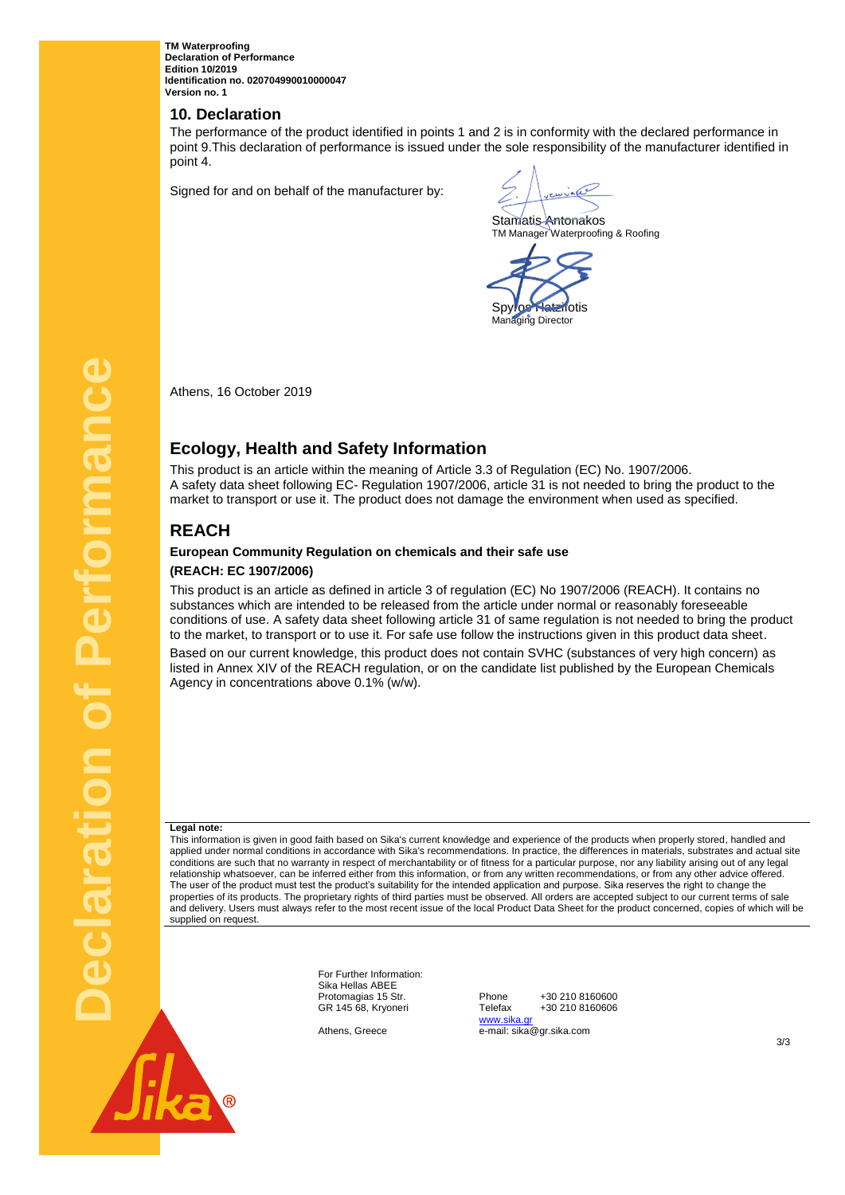**TM Waterproofing**
**Declaration of Performance**
**Edition 10/2019**
**Identification no. 020704990010000047**
**Version no. 1**

## 10. Declaration

The performance of the product identified in points 1 and 2 is in conformity with the declared performance in point 9.This declaration of performance is issued under the sole responsibility of the manufacturer identified in point 4.

Signed for and on behalf of the manufacturer by:

Stamatis Antonakos
TM Manager Waterproofing & Roofing

Spyros Hatziiotis
Managing Director

Athens, 16 October 2019

## Ecology, Health and Safety Information

This product is an article within the meaning of Article 3.3 of Regulation (EC) No. 1907/2006.
A safety data sheet following EC- Regulation 1907/2006, article 31 is not needed to bring the product to the market to transport or use it. The product does not damage the environment when used as specified.

## REACH

**European Community Regulation on chemicals and their safe use**

**(REACH: EC 1907/2006)**

This product is an article as defined in article 3 of regulation (EC) No 1907/2006 (REACH). It contains no substances which are intended to be released from the article under normal or reasonably foreseeable conditions of use. A safety data sheet following article 31 of same regulation is not needed to bring the product to the market, to transport or to use it. For safe use follow the instructions given in this product data sheet.

Based on our current knowledge, this product does not contain SVHC (substances of very high concern) as listed in Annex XIV of the REACH regulation, or on the candidate list published by the European Chemicals Agency in concentrations above 0.1% (w/w).

**Legal note:**
This information is given in good faith based on Sika's current knowledge and experience of the products when properly stored, handled and applied under normal conditions in accordance with Sika's recommendations. In practice, the differences in materials, substrates and actual site conditions are such that no warranty in respect of merchantability or of fitness for a particular purpose, nor any liability arising out of any legal relationship whatsoever, can be inferred either from this information, or from any written recommendations, or from any other advice offered. The user of the product must test the product's suitability for the intended application and purpose. Sika reserves the right to change the properties of its products. The proprietary rights of third parties must be observed. All orders are accepted subject to our current terms of sale and delivery. Users must always refer to the most recent issue of the local Product Data Sheet for the product concerned, copies of which will be supplied on request.

For Further Information:
Sika Hellas ABEE
Protomagias 15 Str.
GR 145 68, Kryoneri

Athens, Greece

Phone +30 210 8160600
Telefax +30 210 8160606
www.sika.gr
e-mail: sika@gr.sika.com